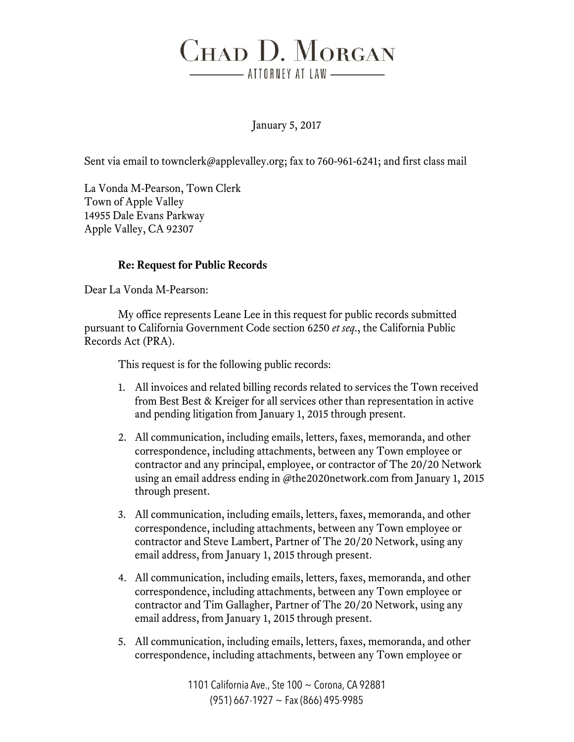# Chad D. Morgan

ATTORNEY AT LAW

January 5, 2017

Sent via email to townclerk@applevalley.org; fax to 760-961-6241; and first class mail

La Vonda M-Pearson, Town Clerk
Town of Apple Valley
14955 Dale Evans Parkway
Apple Valley, CA 92307

**Re: Request for Public Records**

Dear La Vonda M-Pearson:

My office represents Leane Lee in this request for public records submitted pursuant to California Government Code section 6250 *et seq*., the California Public Records Act (PRA).

This request is for the following public records:

1. All invoices and related billing records related to services the Town received from Best Best & Kreiger for all services other than representation in active and pending litigation from January 1, 2015 through present.
2. All communication, including emails, letters, faxes, memoranda, and other correspondence, including attachments, between any Town employee or contractor and any principal, employee, or contractor of The 20/20 Network using an email address ending in @the2020network.com from January 1, 2015 through present.
3. All communication, including emails, letters, faxes, memoranda, and other correspondence, including attachments, between any Town employee or contractor and Steve Lambert, Partner of The 20/20 Network, using any email address, from January 1, 2015 through present.
4. All communication, including emails, letters, faxes, memoranda, and other correspondence, including attachments, between any Town employee or contractor and Tim Gallagher, Partner of The 20/20 Network, using any email address, from January 1, 2015 through present.
5. All communication, including emails, letters, faxes, memoranda, and other correspondence, including attachments, between any Town employee or

1101 California Ave., Ste 100 ~ Corona, CA 92881
(951) 667-1927 ~ Fax (866) 495-9985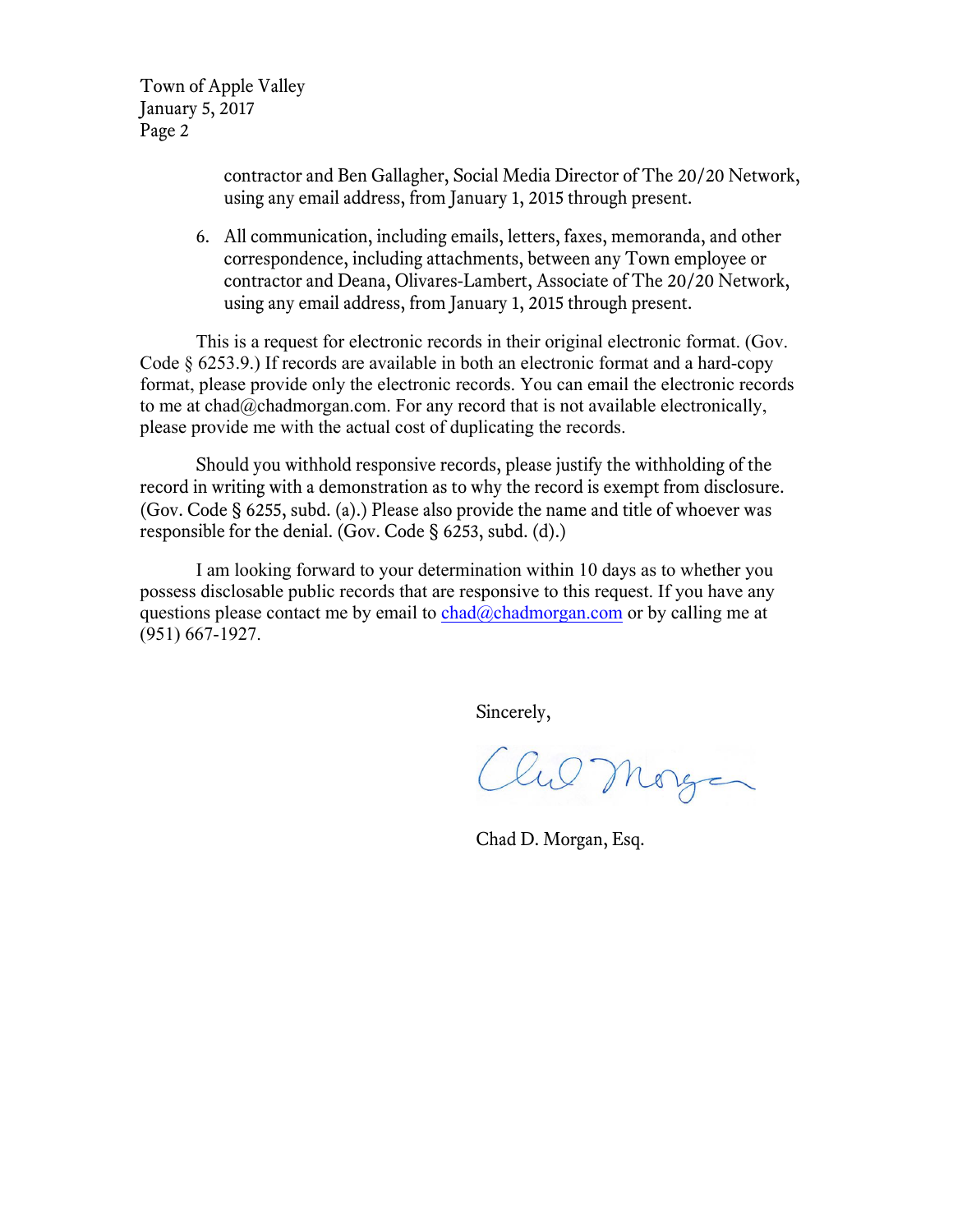contractor and Ben Gallagher, Social Media Director of The 20/20 Network, using any email address, from January 1, 2015 through present.

6. All communication, including emails, letters, faxes, memoranda, and other correspondence, including attachments, between any Town employee or contractor and Deana, Olivares-Lambert, Associate of The 20/20 Network, using any email address, from January 1, 2015 through present.

This is a request for electronic records in their original electronic format. (Gov. Code § 6253.9.) If records are available in both an electronic format and a hard-copy format, please provide only the electronic records. You can email the electronic records to me at chad@chadmorgan.com. For any record that is not available electronically, please provide me with the actual cost of duplicating the records.

Should you withhold responsive records, please justify the withholding of the record in writing with a demonstration as to why the record is exempt from disclosure. (Gov. Code § 6255, subd. (a).) Please also provide the name and title of whoever was responsible for the denial. (Gov. Code § 6253, subd. (d).)

I am looking forward to your determination within 10 days as to whether you possess disclosable public records that are responsive to this request. If you have any questions please contact me by email to chad@chadmorgan.com or by calling me at (951) 667-1927.

Sincerely,

Chad D. Morgan, Esq.